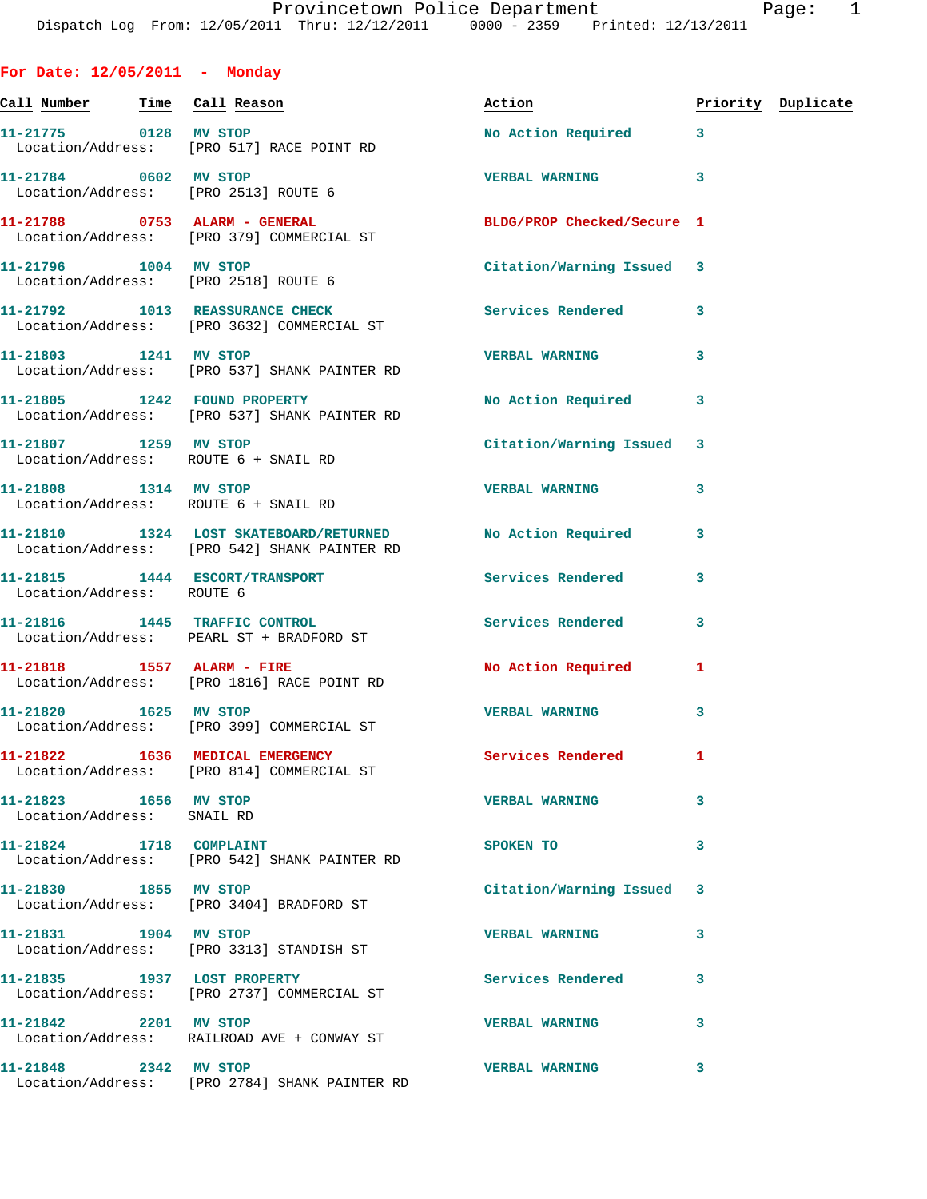# Provincetown Police Department

Dispatch Log From: 12/05/2011 Thru: 12/12/2011 0000 - 2359 Printed: 12/13/2011

## For Date: 12/05/2011 - Monday

| Call Number | Time | Call Reason | Action | Priority | Duplicate |
|---|---|---|---|---|---|
| 11-21775 | 0128 | MV STOP<br>Location/Address: [PRO 517] RACE POINT RD | No Action Required | 3 | |
| 11-21784 | 0602 | MV STOP<br>Location/Address: [PRO 2513] ROUTE 6 | VERBAL WARNING | 3 | |
| 11-21788 | 0753 | ALARM - GENERAL<br>Location/Address: [PRO 379] COMMERCIAL ST | BLDG/PROP Checked/Secure | 1 | |
| 11-21796 | 1004 | MV STOP<br>Location/Address: [PRO 2518] ROUTE 6 | Citation/Warning Issued | 3 | |
| 11-21792 | 1013 | REASSURANCE CHECK<br>Location/Address: [PRO 3632] COMMERCIAL ST | Services Rendered | 3 | |
| 11-21803 | 1241 | MV STOP<br>Location/Address: [PRO 537] SHANK PAINTER RD | VERBAL WARNING | 3 | |
| 11-21805 | 1242 | FOUND PROPERTY<br>Location/Address: [PRO 537] SHANK PAINTER RD | No Action Required | 3 | |
| 11-21807 | 1259 | MV STOP<br>Location/Address: ROUTE 6 + SNAIL RD | Citation/Warning Issued | 3 | |
| 11-21808 | 1314 | MV STOP<br>Location/Address: ROUTE 6 + SNAIL RD | VERBAL WARNING | 3 | |
| 11-21810 | 1324 | LOST SKATEBOARD/RETURNED<br>Location/Address: [PRO 542] SHANK PAINTER RD | No Action Required | 3 | |
| 11-21815 | 1444 | ESCORT/TRANSPORT<br>Location/Address: ROUTE 6 | Services Rendered | 3 | |
| 11-21816 | 1445 | TRAFFIC CONTROL<br>Location/Address: PEARL ST + BRADFORD ST | Services Rendered | 3 | |
| 11-21818 | 1557 | ALARM - FIRE<br>Location/Address: [PRO 1816] RACE POINT RD | No Action Required | 1 | |
| 11-21820 | 1625 | MV STOP<br>Location/Address: [PRO 399] COMMERCIAL ST | VERBAL WARNING | 3 | |
| 11-21822 | 1636 | MEDICAL EMERGENCY<br>Location/Address: [PRO 814] COMMERCIAL ST | Services Rendered | 1 | |
| 11-21823 | 1656 | MV STOP<br>Location/Address: SNAIL RD | VERBAL WARNING | 3 | |
| 11-21824 | 1718 | COMPLAINT<br>Location/Address: [PRO 542] SHANK PAINTER RD | SPOKEN TO | 3 | |
| 11-21830 | 1855 | MV STOP<br>Location/Address: [PRO 3404] BRADFORD ST | Citation/Warning Issued | 3 | |
| 11-21831 | 1904 | MV STOP<br>Location/Address: [PRO 3313] STANDISH ST | VERBAL WARNING | 3 | |
| 11-21835 | 1937 | LOST PROPERTY<br>Location/Address: [PRO 2737] COMMERCIAL ST | Services Rendered | 3 | |
| 11-21842 | 2201 | MV STOP<br>Location/Address: RAILROAD AVE + CONWAY ST | VERBAL WARNING | 3 | |
| 11-21848 | 2342 | MV STOP<br>Location/Address: [PRO 2784] SHANK PAINTER RD | VERBAL WARNING | 3 | |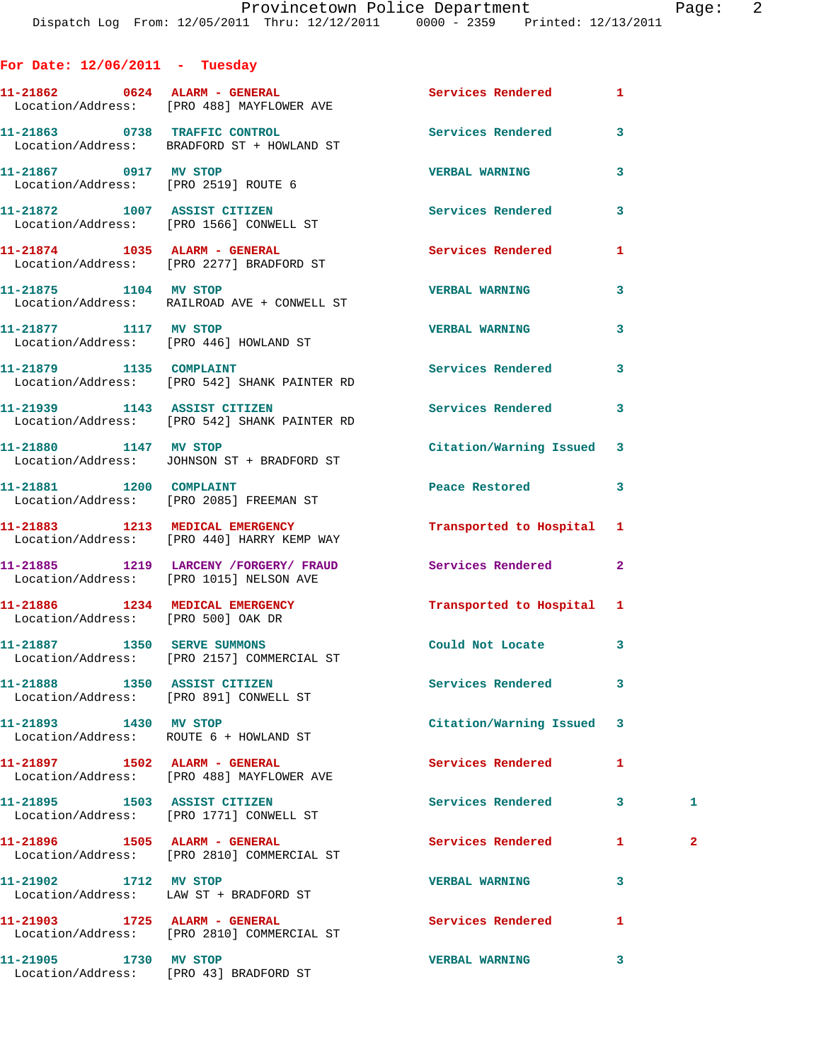## For Date: 12/06/2011 - Tuesday

| Call # | Time | Type | Disposition | Priority | |
|---|---|---|---|---|---|
| 11-21862 | 0624 | ALARM - GENERAL | Services Rendered | 1 | |
| Location/Address: | | [PRO 488] MAYFLOWER AVE | | | |
| 11-21863 | 0738 | TRAFFIC CONTROL | Services Rendered | 3 | |
| Location/Address: | | BRADFORD ST + HOWLAND ST | | | |
| 11-21867 | 0917 | MV STOP | VERBAL WARNING | 3 | |
| Location/Address: | | [PRO 2519] ROUTE 6 | | | |
| 11-21872 | 1007 | ASSIST CITIZEN | Services Rendered | 3 | |
| Location/Address: | | [PRO 1566] CONWELL ST | | | |
| 11-21874 | 1035 | ALARM - GENERAL | Services Rendered | 1 | |
| Location/Address: | | [PRO 2277] BRADFORD ST | | | |
| 11-21875 | 1104 | MV STOP | VERBAL WARNING | 3 | |
| Location/Address: | | RAILROAD AVE + CONWELL ST | | | |
| 11-21877 | 1117 | MV STOP | VERBAL WARNING | 3 | |
| Location/Address: | | [PRO 446] HOWLAND ST | | | |
| 11-21879 | 1135 | COMPLAINT | Services Rendered | 3 | |
| Location/Address: | | [PRO 542] SHANK PAINTER RD | | | |
| 11-21939 | 1143 | ASSIST CITIZEN | Services Rendered | 3 | |
| Location/Address: | | [PRO 542] SHANK PAINTER RD | | | |
| 11-21880 | 1147 | MV STOP | Citation/Warning Issued | 3 | |
| Location/Address: | | JOHNSON ST + BRADFORD ST | | | |
| 11-21881 | 1200 | COMPLAINT | Peace Restored | 3 | |
| Location/Address: | | [PRO 2085] FREEMAN ST | | | |
| 11-21883 | 1213 | MEDICAL EMERGENCY | Transported to Hospital | 1 | |
| Location/Address: | | [PRO 440] HARRY KEMP WAY | | | |
| 11-21885 | 1219 | LARCENY /FORGERY/ FRAUD | Services Rendered | 2 | |
| Location/Address: | | [PRO 1015] NELSON AVE | | | |
| 11-21886 | 1234 | MEDICAL EMERGENCY | Transported to Hospital | 1 | |
| Location/Address: | | [PRO 500] OAK DR | | | |
| 11-21887 | 1350 | SERVE SUMMONS | Could Not Locate | 3 | |
| Location/Address: | | [PRO 2157] COMMERCIAL ST | | | |
| 11-21888 | 1350 | ASSIST CITIZEN | Services Rendered | 3 | |
| Location/Address: | | [PRO 891] CONWELL ST | | | |
| 11-21893 | 1430 | MV STOP | Citation/Warning Issued | 3 | |
| Location/Address: | | ROUTE 6 + HOWLAND ST | | | |
| 11-21897 | 1502 | ALARM - GENERAL | Services Rendered | 1 | |
| Location/Address: | | [PRO 488] MAYFLOWER AVE | | | |
| 11-21895 | 1503 | ASSIST CITIZEN | Services Rendered | 3 | 1 |
| Location/Address: | | [PRO 1771] CONWELL ST | | | |
| 11-21896 | 1505 | ALARM - GENERAL | Services Rendered | 1 | 2 |
| Location/Address: | | [PRO 2810] COMMERCIAL ST | | | |
| 11-21902 | 1712 | MV STOP | VERBAL WARNING | 3 | |
| Location/Address: | | LAW ST + BRADFORD ST | | | |
| 11-21903 | 1725 | ALARM - GENERAL | Services Rendered | 1 | |
| Location/Address: | | [PRO 2810] COMMERCIAL ST | | | |
| 11-21905 | 1730 | MV STOP | VERBAL WARNING | 3 | |
| Location/Address: | | [PRO 43] BRADFORD ST | | | |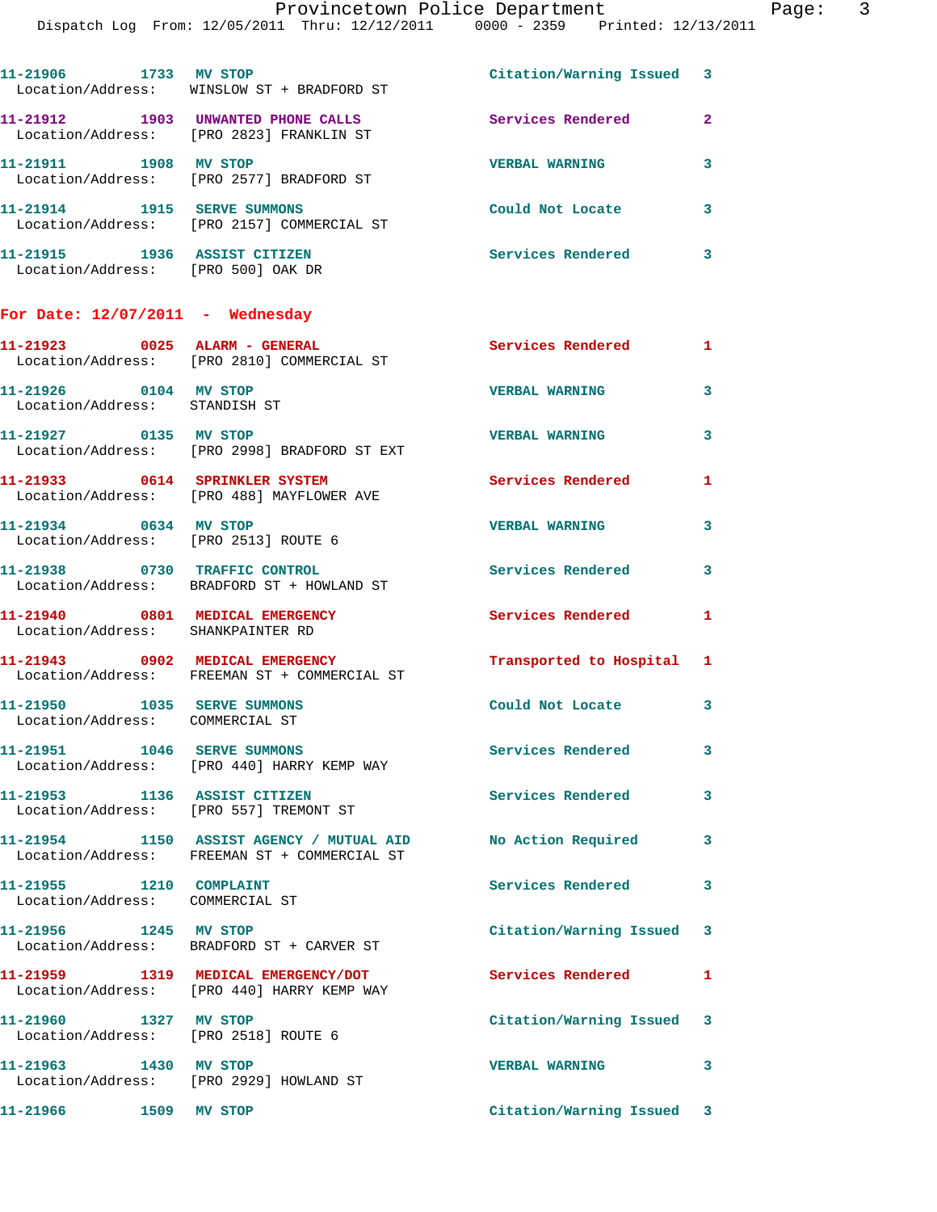11-21906 1733 MV STOP Citation/Warning Issued 3
Location/Address: WINSLOW ST + BRADFORD ST

11-21912 1903 UNWANTED PHONE CALLS Services Rendered 2
Location/Address: [PRO 2823] FRANKLIN ST

11-21911 1908 MV STOP VERBAL WARNING 3
Location/Address: [PRO 2577] BRADFORD ST

11-21914 1915 SERVE SUMMONS Could Not Locate 3
Location/Address: [PRO 2157] COMMERCIAL ST

11-21915 1936 ASSIST CITIZEN Services Rendered 3
Location/Address: [PRO 500] OAK DR

## For Date: 12/07/2011 - Wednesday

11-21923 0025 ALARM - GENERAL Services Rendered 1
Location/Address: [PRO 2810] COMMERCIAL ST

11-21926 0104 MV STOP VERBAL WARNING 3
Location/Address: STANDISH ST

11-21927 0135 MV STOP VERBAL WARNING 3
Location/Address: [PRO 2998] BRADFORD ST EXT

11-21933 0614 SPRINKLER SYSTEM Services Rendered 1
Location/Address: [PRO 488] MAYFLOWER AVE

11-21934 0634 MV STOP VERBAL WARNING 3
Location/Address: [PRO 2513] ROUTE 6

11-21938 0730 TRAFFIC CONTROL Services Rendered 3
Location/Address: BRADFORD ST + HOWLAND ST

11-21940 0801 MEDICAL EMERGENCY Services Rendered 1
Location/Address: SHANKPAINTER RD

11-21943 0902 MEDICAL EMERGENCY Transported to Hospital 1
Location/Address: FREEMAN ST + COMMERCIAL ST

11-21950 1035 SERVE SUMMONS Could Not Locate 3
Location/Address: COMMERCIAL ST

11-21951 1046 SERVE SUMMONS Services Rendered 3
Location/Address: [PRO 440] HARRY KEMP WAY

11-21953 1136 ASSIST CITIZEN Services Rendered 3
Location/Address: [PRO 557] TREMONT ST

11-21954 1150 ASSIST AGENCY / MUTUAL AID No Action Required 3
Location/Address: FREEMAN ST + COMMERCIAL ST

11-21955 1210 COMPLAINT Services Rendered 3
Location/Address: COMMERCIAL ST

11-21956 1245 MV STOP Citation/Warning Issued 3
Location/Address: BRADFORD ST + CARVER ST

11-21959 1319 MEDICAL EMERGENCY/DOT Services Rendered 1
Location/Address: [PRO 440] HARRY KEMP WAY

11-21960 1327 MV STOP Citation/Warning Issued 3
Location/Address: [PRO 2518] ROUTE 6

11-21963 1430 MV STOP VERBAL WARNING 3
Location/Address: [PRO 2929] HOWLAND ST

11-21966 1509 MV STOP Citation/Warning Issued 3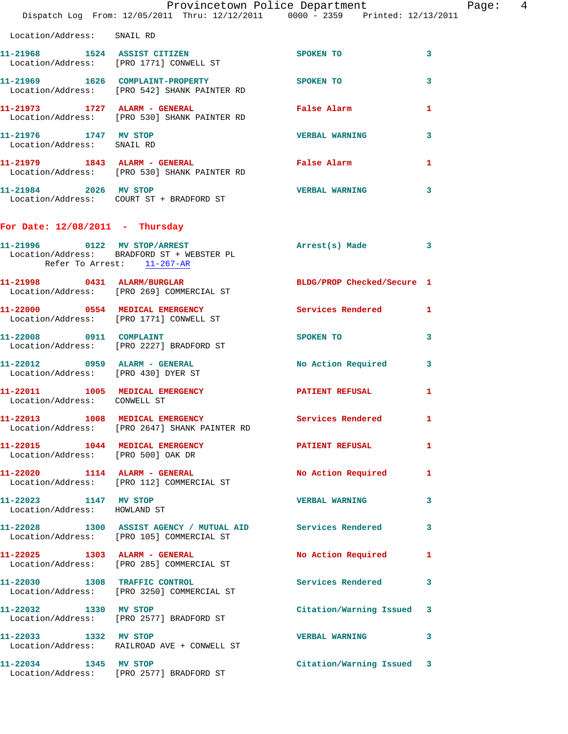Location/Address: SNAIL RD

11-21968 1524 ASSIST CITIZEN SPOKEN TO 3
Location/Address: [PRO 1771] CONWELL ST

11-21969 1626 COMPLAINT-PROPERTY SPOKEN TO 3
Location/Address: [PRO 542] SHANK PAINTER RD

11-21973 1727 ALARM - GENERAL False Alarm 1
Location/Address: [PRO 530] SHANK PAINTER RD

11-21976 1747 MV STOP VERBAL WARNING 3
Location/Address: SNAIL RD

11-21979 1843 ALARM - GENERAL False Alarm 1
Location/Address: [PRO 530] SHANK PAINTER RD

11-21984 2026 MV STOP VERBAL WARNING 3
Location/Address: COURT ST + BRADFORD ST

## For Date: 12/08/2011 - Thursday

11-21996 0122 MV STOP/ARREST Arrest(s) Made 3
Location/Address: BRADFORD ST + WEBSTER PL
Refer To Arrest: 11-267-AR

11-21998 0431 ALARM/BURGLAR BLDG/PROP Checked/Secure 1
Location/Address: [PRO 269] COMMERCIAL ST

11-22000 0554 MEDICAL EMERGENCY Services Rendered 1
Location/Address: [PRO 1771] CONWELL ST

11-22008 0911 COMPLAINT SPOKEN TO 3
Location/Address: [PRO 2227] BRADFORD ST

11-22012 0959 ALARM - GENERAL No Action Required 3
Location/Address: [PRO 430] DYER ST

11-22011 1005 MEDICAL EMERGENCY PATIENT REFUSAL 1
Location/Address: CONWELL ST

11-22013 1008 MEDICAL EMERGENCY Services Rendered 1
Location/Address: [PRO 2647] SHANK PAINTER RD

11-22015 1044 MEDICAL EMERGENCY PATIENT REFUSAL 1
Location/Address: [PRO 500] OAK DR

11-22020 1114 ALARM - GENERAL No Action Required 1
Location/Address: [PRO 112] COMMERCIAL ST

11-22023 1147 MV STOP VERBAL WARNING 3
Location/Address: HOWLAND ST

11-22028 1300 ASSIST AGENCY / MUTUAL AID Services Rendered 3
Location/Address: [PRO 105] COMMERCIAL ST

11-22025 1303 ALARM - GENERAL No Action Required 1
Location/Address: [PRO 285] COMMERCIAL ST

11-22030 1308 TRAFFIC CONTROL Services Rendered 3
Location/Address: [PRO 3250] COMMERCIAL ST

11-22032 1330 MV STOP Citation/Warning Issued 3
Location/Address: [PRO 2577] BRADFORD ST

11-22033 1332 MV STOP VERBAL WARNING 3
Location/Address: RAILROAD AVE + CONWELL ST

11-22034 1345 MV STOP Citation/Warning Issued 3
Location/Address: [PRO 2577] BRADFORD ST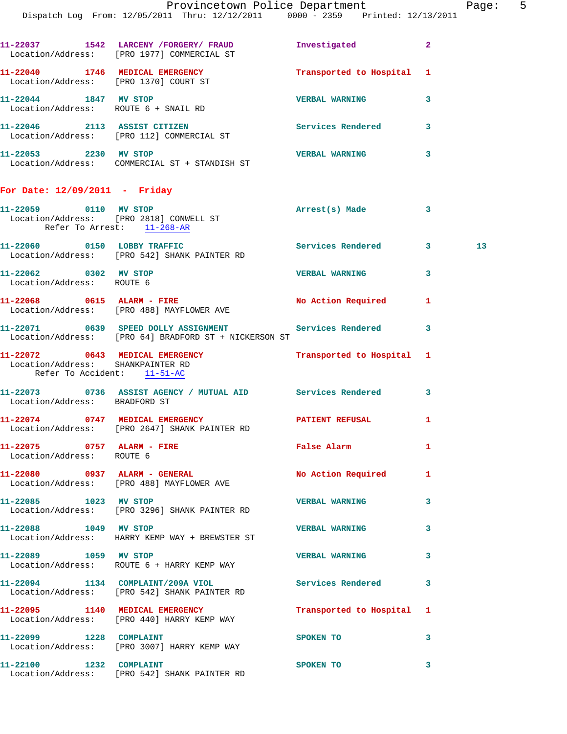11-22037 1542 LARCENY /FORGERY/ FRAUD Investigated 2
Location/Address: [PRO 1977] COMMERCIAL ST

11-22040 1746 MEDICAL EMERGENCY Transported to Hospital 1
Location/Address: [PRO 1370] COURT ST

11-22044 1847 MV STOP VERBAL WARNING 3
Location/Address: ROUTE 6 + SNAIL RD

11-22046 2113 ASSIST CITIZEN Services Rendered 3
Location/Address: [PRO 112] COMMERCIAL ST

11-22053 2230 MV STOP VERBAL WARNING 3
Location/Address: COMMERCIAL ST + STANDISH ST

## For Date: 12/09/2011 - Friday

11-22059 0110 MV STOP Arrest(s) Made 3
Location/Address: [PRO 2818] CONWELL ST
Refer To Arrest: 11-268-AR

11-22060 0150 LOBBY TRAFFIC Services Rendered 3 13
Location/Address: [PRO 542] SHANK PAINTER RD

11-22062 0302 MV STOP VERBAL WARNING 3
Location/Address: ROUTE 6

11-22068 0615 ALARM - FIRE No Action Required 1
Location/Address: [PRO 488] MAYFLOWER AVE

11-22071 0639 SPEED DOLLY ASSIGNMENT Services Rendered 3
Location/Address: [PRO 64] BRADFORD ST + NICKERSON ST

11-22072 0643 MEDICAL EMERGENCY Transported to Hospital 1
Location/Address: SHANKPAINTER RD
Refer To Accident: 11-51-AC

11-22073 0736 ASSIST AGENCY / MUTUAL AID Services Rendered 3
Location/Address: BRADFORD ST

11-22074 0747 MEDICAL EMERGENCY PATIENT REFUSAL 1
Location/Address: [PRO 2647] SHANK PAINTER RD

11-22075 0757 ALARM - FIRE False Alarm 1
Location/Address: ROUTE 6

11-22080 0937 ALARM - GENERAL No Action Required 1
Location/Address: [PRO 488] MAYFLOWER AVE

11-22085 1023 MV STOP VERBAL WARNING 3
Location/Address: [PRO 3296] SHANK PAINTER RD

11-22088 1049 MV STOP VERBAL WARNING 3
Location/Address: HARRY KEMP WAY + BREWSTER ST

11-22089 1059 MV STOP VERBAL WARNING 3
Location/Address: ROUTE 6 + HARRY KEMP WAY

11-22094 1134 COMPLAINT/209A VIOL Services Rendered 3
Location/Address: [PRO 542] SHANK PAINTER RD

11-22095 1140 MEDICAL EMERGENCY Transported to Hospital 1
Location/Address: [PRO 440] HARRY KEMP WAY

11-22099 1228 COMPLAINT SPOKEN TO 3
Location/Address: [PRO 3007] HARRY KEMP WAY

11-22100 1232 COMPLAINT SPOKEN TO 3
Location/Address: [PRO 542] SHANK PAINTER RD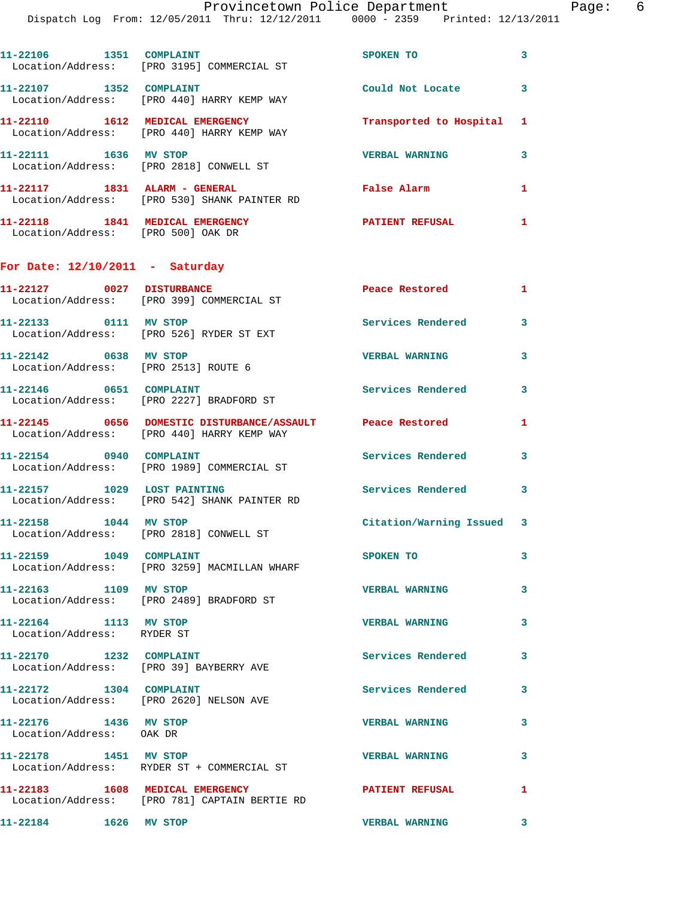11-22106 1351 COMPLAINT SPOKEN TO 3
Location/Address: [PRO 3195] COMMERCIAL ST

11-22107 1352 COMPLAINT Could Not Locate 3
Location/Address: [PRO 440] HARRY KEMP WAY

11-22110 1612 MEDICAL EMERGENCY Transported to Hospital 1
Location/Address: [PRO 440] HARRY KEMP WAY

11-22111 1636 MV STOP VERBAL WARNING 3
Location/Address: [PRO 2818] CONWELL ST

11-22117 1831 ALARM - GENERAL False Alarm 1
Location/Address: [PRO 530] SHANK PAINTER RD

11-22118 1841 MEDICAL EMERGENCY PATIENT REFUSAL 1
Location/Address: [PRO 500] OAK DR

**For Date: 12/10/2011 - Saturday**

11-22127 0027 DISTURBANCE Peace Restored 1
Location/Address: [PRO 399] COMMERCIAL ST

11-22133 0111 MV STOP Services Rendered 3
Location/Address: [PRO 526] RYDER ST EXT

11-22142 0638 MV STOP VERBAL WARNING 3
Location/Address: [PRO 2513] ROUTE 6

11-22146 0651 COMPLAINT Services Rendered 3
Location/Address: [PRO 2227] BRADFORD ST

11-22145 0656 DOMESTIC DISTURBANCE/ASSAULT Peace Restored 1
Location/Address: [PRO 440] HARRY KEMP WAY

11-22154 0940 COMPLAINT Services Rendered 3
Location/Address: [PRO 1989] COMMERCIAL ST

11-22157 1029 LOST PAINTING Services Rendered 3
Location/Address: [PRO 542] SHANK PAINTER RD

11-22158 1044 MV STOP Citation/Warning Issued 3
Location/Address: [PRO 2818] CONWELL ST

11-22159 1049 COMPLAINT SPOKEN TO 3
Location/Address: [PRO 3259] MACMILLAN WHARF

11-22163 1109 MV STOP VERBAL WARNING 3
Location/Address: [PRO 2489] BRADFORD ST

11-22164 1113 MV STOP VERBAL WARNING 3
Location/Address: RYDER ST

11-22170 1232 COMPLAINT Services Rendered 3
Location/Address: [PRO 39] BAYBERRY AVE

11-22172 1304 COMPLAINT Services Rendered 3
Location/Address: [PRO 2620] NELSON AVE

11-22176 1436 MV STOP VERBAL WARNING 3
Location/Address: OAK DR

11-22178 1451 MV STOP VERBAL WARNING 3
Location/Address: RYDER ST + COMMERCIAL ST

11-22183 1608 MEDICAL EMERGENCY PATIENT REFUSAL 1
Location/Address: [PRO 781] CAPTAIN BERTIE RD

11-22184 1626 MV STOP VERBAL WARNING 3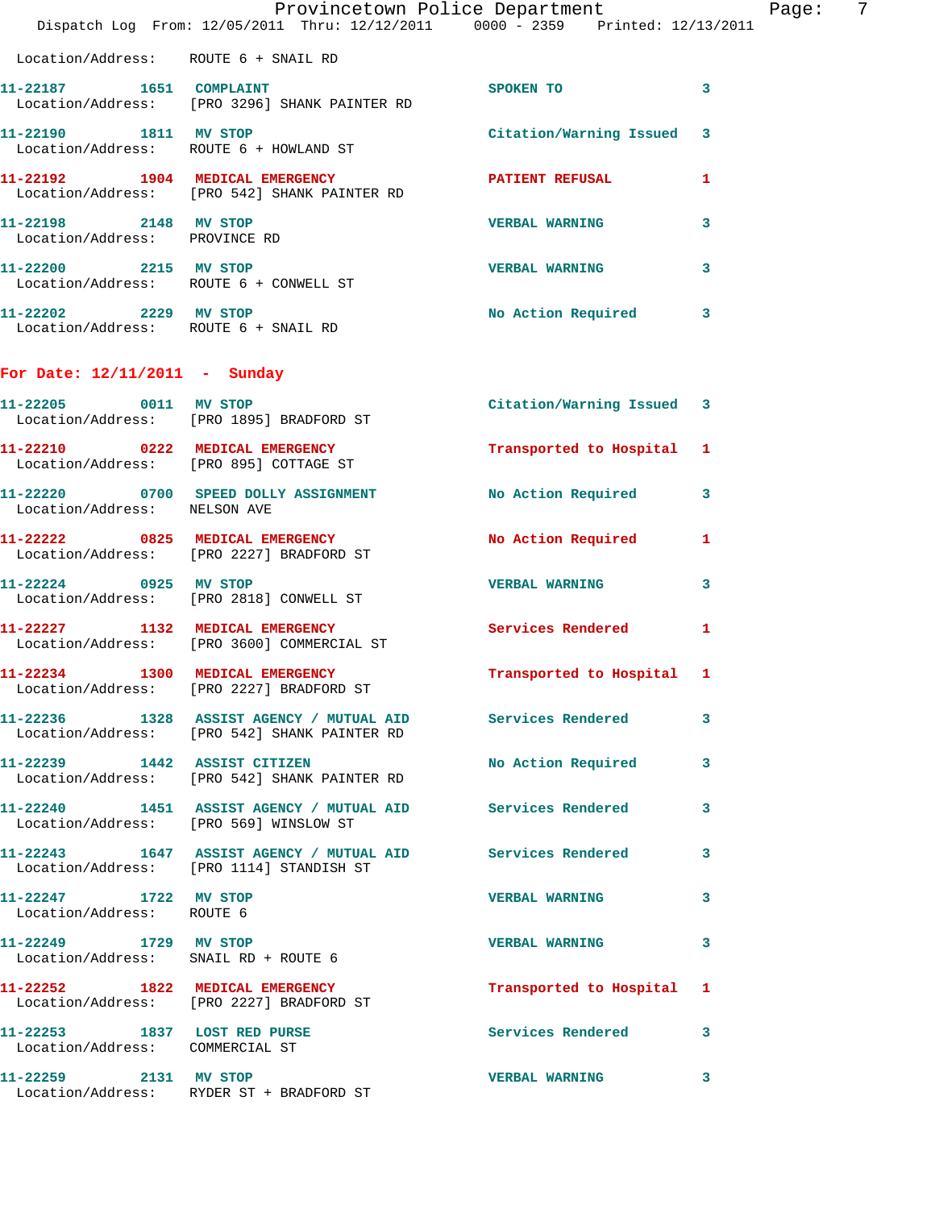Location/Address: ROUTE 6 + SNAIL RD

| Call # | Time | Call Reason | Action | Priority |
|---|---|---|---|---|
| 11-22187 | 1651 | COMPLAINT | SPOKEN TO | 3 |
| | | Location/Address: [PRO 3296] SHANK PAINTER RD | | |
| 11-22190 | 1811 | MV STOP | Citation/Warning Issued | 3 |
| | | Location/Address: ROUTE 6 + HOWLAND ST | | |
| 11-22192 | 1904 | MEDICAL EMERGENCY | PATIENT REFUSAL | 1 |
| | | Location/Address: [PRO 542] SHANK PAINTER RD | | |
| 11-22198 | 2148 | MV STOP | VERBAL WARNING | 3 |
| | | Location/Address: PROVINCE RD | | |
| 11-22200 | 2215 | MV STOP | VERBAL WARNING | 3 |
| | | Location/Address: ROUTE 6 + CONWELL ST | | |
| 11-22202 | 2229 | MV STOP | No Action Required | 3 |
| | | Location/Address: ROUTE 6 + SNAIL RD | | |

## For Date: 12/11/2011 - Sunday

| Call # | Time | Call Reason | Action | Priority |
|---|---|---|---|---|
| 11-22205 | 0011 | MV STOP | Citation/Warning Issued | 3 |
| | | Location/Address: [PRO 1895] BRADFORD ST | | |
| 11-22210 | 0222 | MEDICAL EMERGENCY | Transported to Hospital | 1 |
| | | Location/Address: [PRO 895] COTTAGE ST | | |
| 11-22220 | 0700 | SPEED DOLLY ASSIGNMENT | No Action Required | 3 |
| | | Location/Address: NELSON AVE | | |
| 11-22222 | 0825 | MEDICAL EMERGENCY | No Action Required | 1 |
| | | Location/Address: [PRO 2227] BRADFORD ST | | |
| 11-22224 | 0925 | MV STOP | VERBAL WARNING | 3 |
| | | Location/Address: [PRO 2818] CONWELL ST | | |
| 11-22227 | 1132 | MEDICAL EMERGENCY | Services Rendered | 1 |
| | | Location/Address: [PRO 3600] COMMERCIAL ST | | |
| 11-22234 | 1300 | MEDICAL EMERGENCY | Transported to Hospital | 1 |
| | | Location/Address: [PRO 2227] BRADFORD ST | | |
| 11-22236 | 1328 | ASSIST AGENCY / MUTUAL AID | Services Rendered | 3 |
| | | Location/Address: [PRO 542] SHANK PAINTER RD | | |
| 11-22239 | 1442 | ASSIST CITIZEN | No Action Required | 3 |
| | | Location/Address: [PRO 542] SHANK PAINTER RD | | |
| 11-22240 | 1451 | ASSIST AGENCY / MUTUAL AID | Services Rendered | 3 |
| | | Location/Address: [PRO 569] WINSLOW ST | | |
| 11-22243 | 1647 | ASSIST AGENCY / MUTUAL AID | Services Rendered | 3 |
| | | Location/Address: [PRO 1114] STANDISH ST | | |
| 11-22247 | 1722 | MV STOP | VERBAL WARNING | 3 |
| | | Location/Address: ROUTE 6 | | |
| 11-22249 | 1729 | MV STOP | VERBAL WARNING | 3 |
| | | Location/Address: SNAIL RD + ROUTE 6 | | |
| 11-22252 | 1822 | MEDICAL EMERGENCY | Transported to Hospital | 1 |
| | | Location/Address: [PRO 2227] BRADFORD ST | | |
| 11-22253 | 1837 | LOST RED PURSE | Services Rendered | 3 |
| | | Location/Address: COMMERCIAL ST | | |
| 11-22259 | 2131 | MV STOP | VERBAL WARNING | 3 |
| | | Location/Address: RYDER ST + BRADFORD ST | | |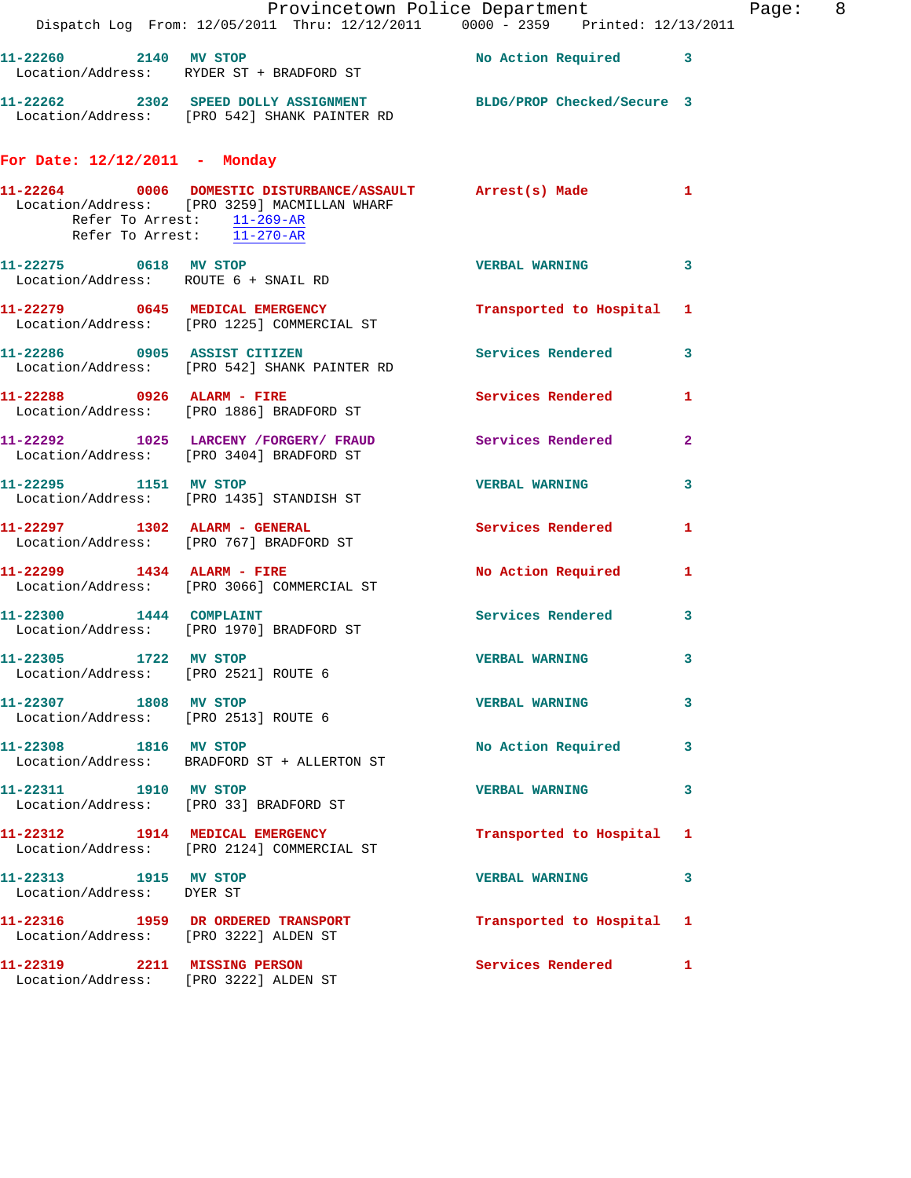11-22260 2140 MV STOP No Action Required 3
Location/Address: RYDER ST + BRADFORD ST

11-22262 2302 SPEED DOLLY ASSIGNMENT BLDG/PROP Checked/Secure 3
Location/Address: [PRO 542] SHANK PAINTER RD

## For Date: 12/12/2011 - Monday

11-22264 0006 DOMESTIC DISTURBANCE/ASSAULT Arrest(s) Made 1
Location/Address: [PRO 3259] MACMILLAN WHARF
Refer To Arrest: 11-269-AR
Refer To Arrest: 11-270-AR

11-22275 0618 MV STOP VERBAL WARNING 3
Location/Address: ROUTE 6 + SNAIL RD

11-22279 0645 MEDICAL EMERGENCY Transported to Hospital 1
Location/Address: [PRO 1225] COMMERCIAL ST

11-22286 0905 ASSIST CITIZEN Services Rendered 3
Location/Address: [PRO 542] SHANK PAINTER RD

11-22288 0926 ALARM - FIRE Services Rendered 1
Location/Address: [PRO 1886] BRADFORD ST

11-22292 1025 LARCENY /FORGERY/ FRAUD Services Rendered 2
Location/Address: [PRO 3404] BRADFORD ST

11-22295 1151 MV STOP VERBAL WARNING 3
Location/Address: [PRO 1435] STANDISH ST

11-22297 1302 ALARM - GENERAL Services Rendered 1
Location/Address: [PRO 767] BRADFORD ST

11-22299 1434 ALARM - FIRE No Action Required 1
Location/Address: [PRO 3066] COMMERCIAL ST

11-22300 1444 COMPLAINT Services Rendered 3
Location/Address: [PRO 1970] BRADFORD ST

11-22305 1722 MV STOP VERBAL WARNING 3
Location/Address: [PRO 2521] ROUTE 6

11-22307 1808 MV STOP VERBAL WARNING 3
Location/Address: [PRO 2513] ROUTE 6

11-22308 1816 MV STOP No Action Required 3
Location/Address: BRADFORD ST + ALLERTON ST

11-22311 1910 MV STOP VERBAL WARNING 3
Location/Address: [PRO 33] BRADFORD ST

11-22312 1914 MEDICAL EMERGENCY Transported to Hospital 1
Location/Address: [PRO 2124] COMMERCIAL ST

11-22313 1915 MV STOP VERBAL WARNING 3
Location/Address: DYER ST

11-22316 1959 DR ORDERED TRANSPORT Transported to Hospital 1
Location/Address: [PRO 3222] ALDEN ST

11-22319 2211 MISSING PERSON Services Rendered 1
Location/Address: [PRO 3222] ALDEN ST